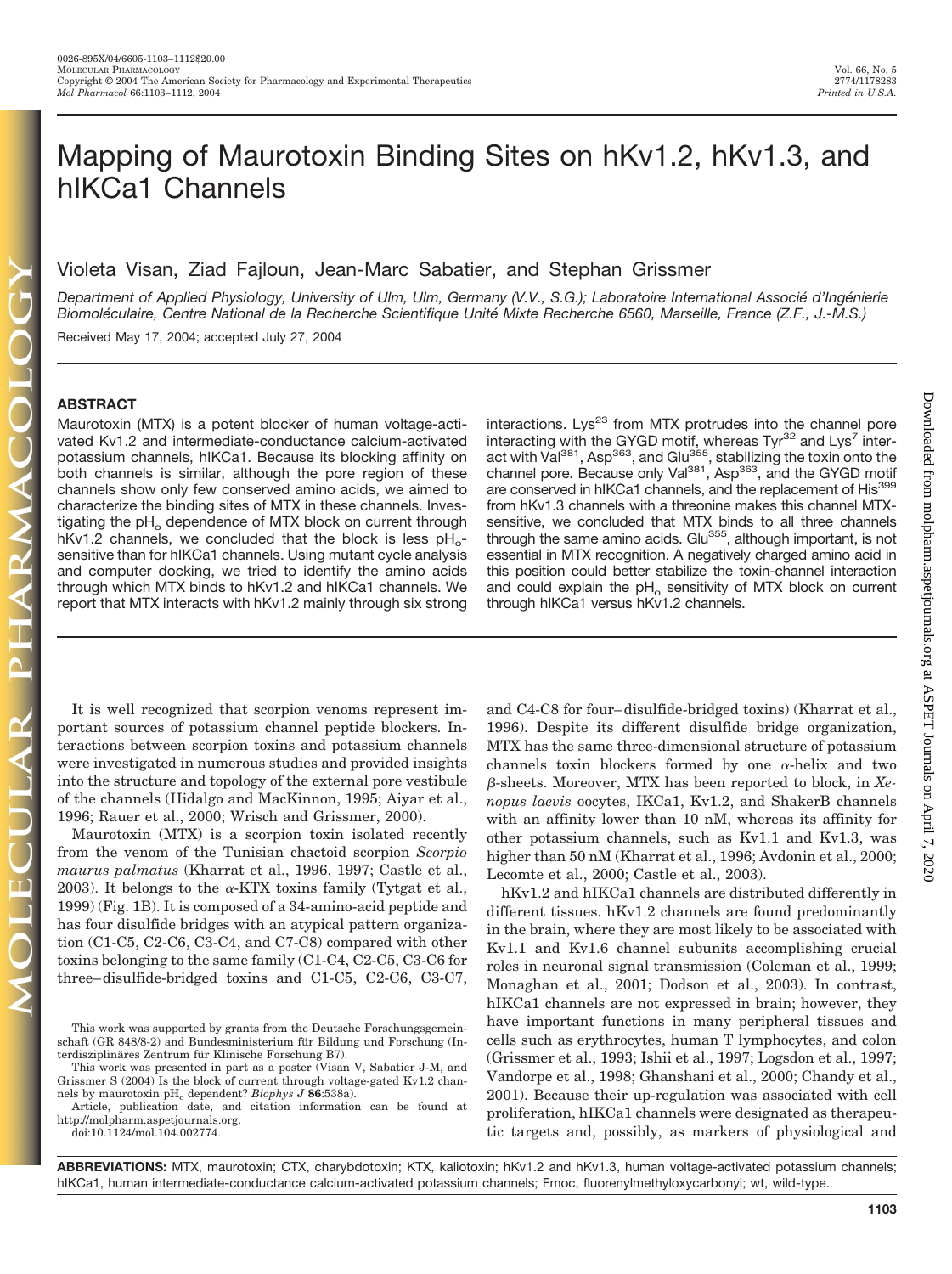# Mapping of Maurotoxin Binding Sites on hKv1.2, hKv1.3, and hIKCa1 Channels

Violeta Visan, Ziad Fajloun, Jean-Marc Sabatier, and Stephan Grissmer

*Department of Applied Physiology, University of Ulm, Ulm, Germany (V.V., S.G.); Laboratoire International Associé d'Ingénierie Biomoléculaire, Centre National de la Recherche Scientifique Unité Mixte Recherche 6560, Marseille, France (Z.F., J.-M.S.)*

Received May 17, 2004; accepted July 27, 2004

## ABSTRACT

Maurotoxin (MTX) is a potent blocker of human voltage-activated Kv1.2 and intermediate-conductance calcium-activated potassium channels, hIKCa1. Because its blocking affinity on both channels is similar, although the pore region of these channels show only few conserved amino acids, we aimed to characterize the binding sites of MTX in these channels. Investigating the $pH_o$ dependence of MTX block on current through hKv1.2 channels, we concluded that the block is less $pH_o$-sensitive than for hIKCa1 channels. Using mutant cycle analysis and computer docking, we tried to identify the amino acids through which MTX binds to hKv1.2 and hIKCa1 channels. We report that MTX interacts with hKv1.2 mainly through six strong interactions. $Lys^{23}$ from MTX protrudes into the channel pore interacting with the GYGD motif, whereas $Tyr^{32}$ and $Lys^{7}$ interact with $Val^{381}$, $Asp^{363}$, and $Glu^{355}$, stabilizing the toxin onto the channel pore. Because only $Val^{381}$, $Asp^{363}$, and the GYGD motif are conserved in hIKCa1 channels, and the replacement of $His^{399}$ from hKv1.3 channels with a threonine makes this channel MTX-sensitive, we concluded that MTX binds to all three channels through the same amino acids. $Glu^{355}$, although important, is not essential in MTX recognition. A negatively charged amino acid in this position could better stabilize the toxin-channel interaction and could explain the $pH_o$ sensitivity of MTX block on current through hIKCa1 versus hKv1.2 channels.

It is well recognized that scorpion venoms represent important sources of potassium channel peptide blockers. Interactions between scorpion toxins and potassium channels were investigated in numerous studies and provided insights into the structure and topology of the external pore vestibule of the channels (Hidalgo and MacKinnon, 1995; Aiyar et al., 1996; Rauer et al., 2000; Wrisch and Grissmer, 2000).

Maurotoxin (MTX) is a scorpion toxin isolated recently from the venom of the Tunisian chactoid scorpion *Scorpio maurus palmatus* (Kharrat et al., 1996, 1997; Castle et al., 2003). It belongs to the α-KTX toxins family (Tytgat et al., 1999) (Fig. 1B). It is composed of a 34-amino-acid peptide and has four disulfide bridges with an atypical pattern organization (C1-C5, C2-C6, C3-C4, and C7-C8) compared with other toxins belonging to the same family (C1-C4, C2-C5, C3-C6 for three–disulfide-bridged toxins and C1-C5, C2-C6, C3-C7, and C4-C8 for four–disulfide-bridged toxins) (Kharrat et al., 1996). Despite its different disulfide bridge organization, MTX has the same three-dimensional structure of potassium channels toxin blockers formed by one α-helix and two β-sheets. Moreover, MTX has been reported to block, in *Xenopus laevis* oocytes, IKCa1, Kv1.2, and ShakerB channels with an affinity lower than 10 nM, whereas its affinity for other potassium channels, such as Kv1.1 and Kv1.3, was higher than 50 nM (Kharrat et al., 1996; Avdonin et al., 2000; Lecomte et al., 2000; Castle et al., 2003).

hKv1.2 and hIKCa1 channels are distributed differently in different tissues. hKv1.2 channels are found predominantly in the brain, where they are most likely to be associated with Kv1.1 and Kv1.6 channel subunits accomplishing crucial roles in neuronal signal transmission (Coleman et al., 1999; Monaghan et al., 2001; Dodson et al., 2003). In contrast, hIKCa1 channels are not expressed in brain; however, they have important functions in many peripheral tissues and cells such as erythrocytes, human T lymphocytes, and colon (Grissmer et al., 1993; Ishii et al., 1997; Logsdon et al., 1997; Vandorpe et al., 1998; Ghanshani et al., 2000; Chandy et al., 2001). Because their up-regulation was associated with cell proliferation, hIKCa1 channels were designated as therapeutic targets and, possibly, as markers of physiological and

---

This work was supported by grants from the Deutsche Forschungsgemeinschaft (GR 848/8-2) and Bundesministerium für Bildung und Forschung (Interdisziplinäres Zentrum für Klinische Forschung B7).

This work was presented in part as a poster (Visan V, Sabatier J-M, and Grissmer S (2004) Is the block of current through voltage-gated Kv1.2 channels by maurotoxin $pH_o$ dependent? *Biophys J* **86**:538a).

Article, publication date, and citation information can be found at http://molpharm.aspetjournals.org.

doi:10.1124/mol.104.002774.

**ABBREVIATIONS:** MTX, maurotoxin; CTX, charybdotoxin; KTX, kaliotoxin; hKv1.2 and hKv1.3, human voltage-activated potassium channels; hIKCa1, human intermediate-conductance calcium-activated potassium channels; Fmoc, fluorenylmethyloxycarbonyl; wt, wild-type.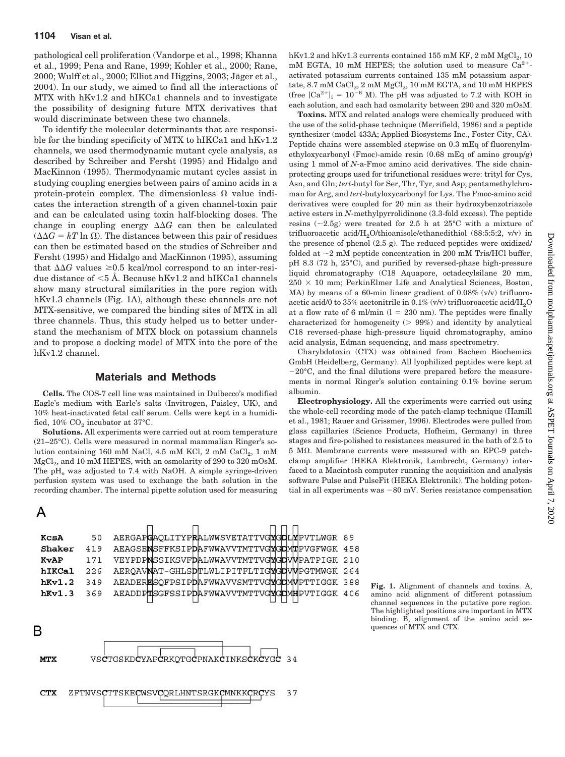pathological cell proliferation (Vandorpe et al., 1998; Khanna et al., 1999; Pena and Rane, 1999; Kohler et al., 2000; Rane, 2000; Wulff et al., 2000; Elliot and Higgins, 2003; Jäger et al., 2004). In our study, we aimed to find all the interactions of MTX with hKv1.2 and hIKCa1 channels and to investigate the possibility of designing future MTX derivatives that would discriminate between these two channels.

To identify the molecular determinants that are responsible for the binding specificity of MTX to hIKCa1 and hKv1.2 channels, we used thermodynamic mutant cycle analysis, as described by Schreiber and Fersht (1995) and Hidalgo and MacKinnon (1995). Thermodynamic mutant cycles assist in studying coupling energies between pairs of amino acids in a protein-protein complex. The dimensionless $\Omega$ value indicates the interaction strength of a given channel-toxin pair and can be calculated using toxin half-blocking doses. The change in coupling energy $\Delta\Delta G$ can then be calculated ($\Delta\Delta G = kT \ln \Omega$). The distances between this pair of residues can then be estimated based on the studies of Schreiber and Fersht (1995) and Hidalgo and MacKinnon (1995), assuming that $\Delta\Delta G$ values $\geq$0.5 kcal/mol correspond to an inter-residue distance of $<$5 Å. Because hKv1.2 and hIKCa1 channels show many structural similarities in the pore region with hKv1.3 channels (Fig. 1A), although these channels are not MTX-sensitive, we compared the binding sites of MTX in all three channels. Thus, this study helped us to better understand the mechanism of MTX block on potassium channels and to propose a docking model of MTX into the pore of the hKv1.2 channel.

## Materials and Methods

**Cells.** The COS-7 cell line was maintained in Dulbecco's modified Eagle's medium with Earle's salts (Invitrogen, Paisley, UK), and 10% heat-inactivated fetal calf serum. Cells were kept in a humidified, 10% $CO_2$ incubator at 37°C.

**Solutions.** All experiments were carried out at room temperature (21–25°C). Cells were measured in normal mammalian Ringer's solution containing 160 mM NaCl, 4.5 mM KCl, 2 mM $CaCl_2$, 1 mM $MgCl_2$, and 10 mM HEPES, with an osmolarity of 290 to 320 mOsM. The $pH_o$ was adjusted to 7.4 with NaOH. A simple syringe-driven perfusion system was used to exchange the bath solution in the recording chamber. The internal pipette solution used for measuring hKv1.2 and hKv1.3 currents contained 155 mM KF, 2 mM $MgCl_2$, 10 mM EGTA, 10 mM HEPES; the solution used to measure $Ca^{2+}$-activated potassium currents contained 135 mM potassium aspartate, 8.7 mM $CaCl_2$, 2 mM $MgCl_2$, 10 mM EGTA, and 10 mM HEPES (free $[Ca^{2+}]_i = 10^{-6}$ M). The pH was adjusted to 7.2 with KOH in each solution, and each had osmolarity between 290 and 320 mOsM.

**Toxins.** MTX and related analogs were chemically produced with the use of the solid-phase technique (Merrifield, 1986) and a peptide synthesizer (model 433A; Applied Biosystems Inc., Foster City, CA). Peptide chains were assembled stepwise on 0.3 mEq of fluorenylmethyloxycarbonyl (Fmoc)-amide resin (0.68 mEq of amino group/g) using 1 mmol of *N*-a-Fmoc amino acid derivatives. The side chain-protecting groups used for trifunctional residues were: trityl for Cys, Asn, and Gln; *tert*-butyl for Ser, Thr, Tyr, and Asp; pentamethylchroman for Arg, and *tert*-butyloxycarbonyl for Lys. The Fmoc-amino acid derivatives were coupled for 20 min as their hydroxybenzotriazole active esters in *N*-methylpyrrolidinone (3.3-fold excess). The peptide resins (~2.5g) were treated for 2.5 h at 25°C with a mixture of trifluoroacetic acid/$H_2O$/thioanisole/ethanedithiol (88:5:5:2, v/v) in the presence of phenol (2.5 g). The reduced peptides were oxidized/folded at ~2 mM peptide concentration in 200 mM Tris/HCl buffer, pH 8.3 (72 h, 25°C), and purified by reversed-phase high-pressure liquid chromatography (C18 Aquapore, octadecylsilane 20 mm, 250 × 10 mm; PerkinElmer Life and Analytical Sciences, Boston, MA) by means of a 60-min linear gradient of 0.08% (v/v) trifluoroacetic acid/0 to 35% acetonitrile in 0.1% (v/v) trifluoroacetic acid/$H_2O$ at a flow rate of 6 ml/min (l = 230 nm). The peptides were finally characterized for homogeneity (> 99%) and identity by analytical C18 reversed-phase high-pressure liquid chromatography, amino acid analysis, Edman sequencing, and mass spectrometry.

Charybdotoxin (CTX) was obtained from Bachem Biochemica GmbH (Heidelberg, Germany). All lyophilized peptides were kept at −20°C, and the final dilutions were prepared before the measurements in normal Ringer's solution containing 0.1% bovine serum albumin.

**Electrophysiology.** All the experiments were carried out using the whole-cell recording mode of the patch-clamp technique (Hamill et al., 1981; Rauer and Grissmer, 1996). Electrodes were pulled from glass capillaries (Science Products, Hofheim, Germany) in three stages and fire-polished to resistances measured in the bath of 2.5 to 5 MΩ. Membrane currents were measured with an EPC-9 patch-clamp amplifier (HEKA Elektronik, Lambrecht, Germany) interfaced to a Macintosh computer running the acquisition and analysis software Pulse and PulseFit (HEKA Elektronik). The holding potential in all experiments was −80 mV. Series resistance compensation

A

```
KcsA    50  AERGAPGAQLITYPRALWWSVETATTVGYGDLYPVTLWGR 89
Shaker 419  AEAGSENSFFKSIPDAFWWAVVTMTTVGYGDMTPVGFWGK 458
KvAP   171  VEYPDPNSSIKSVFDALWWAVVTMTTVGYGDVVPATPIGK 210
hIKCa1 226  AERQAVNAT-GHLSDTLWLIPITFLTIGYGDVVPGTMWGK 264
hKv1.2 349  AEADERESQFPSIPDAFWWAVVSMTTVGYGDMVPTTIGGK 388
hKv1.3 369  AEADDPTSGFFSSIPDAFWWAVVTMTTVGYGDMHPVTIGGK 406
```

B

```
MTX        VSCTGSKDCYAPCRKQTGCPNAKCINKSCKCYGC 34

CTX   ZFTNVSCTTSKECWSVCQRLHNTSRGKCMNKKCRCYS  37
```

**Fig. 1.** Alignment of channels and toxins. A, amino acid alignment of different potassium channel sequences in the putative pore region. The highlighted positions are important in MTX binding. B, alignment of the amino acid sequences of MTX and CTX.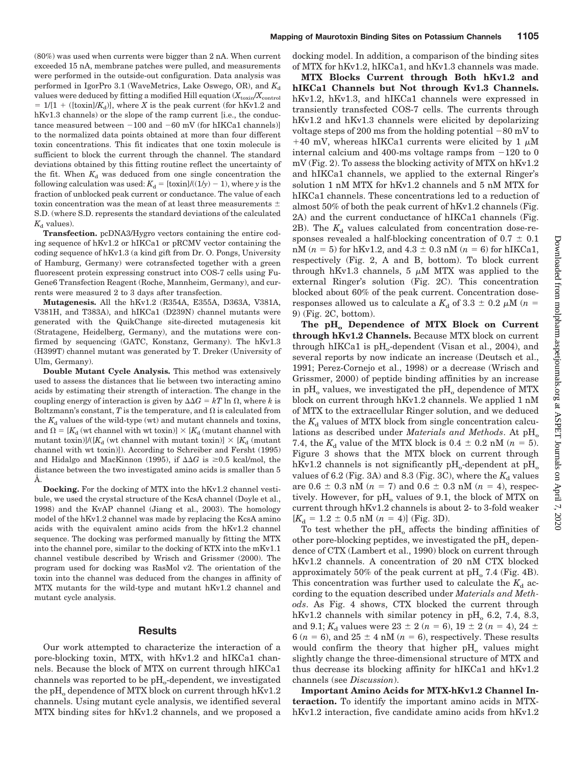(80%) was used when currents were bigger than 2 nA. When current exceeded 15 nA, membrane patches were pulled, and measurements were performed in the outside-out configuration. Data analysis was performed in IgorPro 3.1 (WaveMetrics, Lake Oswego, OR), and $K_d$ values were deduced by fitting a modified Hill equation ($X_{toxin}/X_{control} = 1/[1 + ([toxin]/K_d)]$, where $X$ is the peak current (for hKv1.2 and hKv1.3 channels) or the slope of the ramp current [i.e., the conductance measured between −100 and −60 mV (for hIKCa1 channels)] to the normalized data points obtained at more than four different toxin concentrations. This fit indicates that one toxin molecule is sufficient to block the current through the channel. The standard deviations obtained by this fitting routine reflect the uncertainty of the fit. When $K_d$ was deduced from one single concentration the following calculation was used: $K_d = [toxin]/((1/y) - 1)$, where $y$ is the fraction of unblocked peak current or conductance. The value of each toxin concentration was the mean of at least three measurements ± S.D. (where S.D. represents the standard deviations of the calculated $K_d$ values).

**Transfection.** pcDNA3/Hygro vectors containing the entire coding sequence of hKv1.2 or hIKCa1 or pRCMV vector containing the coding sequence of hKv1.3 (a kind gift from Dr. O. Pongs, University of Hamburg, Germany) were cotransfected together with a green fluorescent protein expressing construct into COS-7 cells using FuGene6 Transfection Reagent (Roche, Mannheim, Germany), and currents were measured 2 to 3 days after transfection.

**Mutagenesis.** All the hKv1.2 (R354A, E355A, D363A, V381A, V381H, and T383A), and hIKCa1 (D239N) channel mutants were generated with the QuikChange site-directed mutagenesis kit (Stratagene, Heidelberg, Germany), and the mutations were confirmed by sequencing (GATC, Konstanz, Germany). The hKv1.3 (H399T) channel mutant was generated by T. Dreker (University of Ulm, Germany).

**Double Mutant Cycle Analysis.** This method was extensively used to assess the distances that lie between two interacting amino acids by estimating their strength of interaction. The change in the coupling energy of interaction is given by $\Delta\Delta G = kT \ln \Omega$, where $k$ is Boltzmann's constant, $T$ is the temperature, and $\Omega$ is calculated from the $K_d$ values of the wild-type (wt) and mutant channels and toxins, and $\Omega = [K_d \text{ (wt channel with wt toxin)}] \times [K_d \text{ (mutant channel with mutant toxin)}]/([K_d \text{ (wt channel with mutant toxin)}] \times [K_d \text{ (mutant channel with wt toxin)}])$. According to Schreiber and Fersht (1995) and Hidalgo and MacKinnon (1995), if $\Delta\Delta G$ is $\geq$0.5 kcal/mol, the distance between the two investigated amino acids is smaller than 5 Å.

**Docking.** For the docking of MTX into the hKv1.2 channel vestibule, we used the crystal structure of the KcsA channel (Doyle et al., 1998) and the KvAP channel (Jiang et al., 2003). The homology model of the hKv1.2 channel was made by replacing the KcsA amino acids with the equivalent amino acids from the hKv1.2 channel sequence. The docking was performed manually by fitting the MTX into the channel pore, similar to the docking of KTX into the mKv1.1 channel vestibule described by Wrisch and Grissmer (2000). The program used for docking was RasMol v2. The orientation of the toxin into the channel was deduced from the changes in affinity of MTX mutants for the wild-type and mutant hKv1.2 channel and mutant cycle analysis.

## Results

Our work attempted to characterize the interaction of a pore-blocking toxin, MTX, with hKv1.2 and hIKCa1 channels. Because the block of MTX on current through hIKCa1 channels was reported to be $pH_o$-dependent, we investigated the $pH_o$ dependence of MTX block on current through hKv1.2 channels. Using mutant cycle analysis, we identified several MTX binding sites for hKv1.2 channels, and we proposed a docking model. In addition, a comparison of the binding sites of MTX for hKv1.2, hIKCa1, and hKv1.3 channels was made.

**MTX Blocks Current through Both hKv1.2 and hIKCa1 Channels but Not through Kv1.3 Channels.** hKv1.2, hKv1.3, and hIKCa1 channels were expressed in transiently transfected COS-7 cells. The currents through hKv1.2 and hKv1.3 channels were elicited by depolarizing voltage steps of 200 ms from the holding potential −80 mV to +40 mV, whereas hIKCa1 currents were elicited by 1 μM internal calcium and 400-ms voltage ramps from −120 to 0 mV (Fig. 2). To assess the blocking activity of MTX on hKv1.2 and hIKCa1 channels, we applied to the external Ringer's solution 1 nM MTX for hKv1.2 channels and 5 nM MTX for hIKCa1 channels. These concentrations led to a reduction of almost 50% of both the peak current of hKv1.2 channels (Fig. 2A) and the current conductance of hIKCa1 channels (Fig. 2B). The $K_d$ values calculated from concentration dose-responses revealed a half-blocking concentration of 0.7 ± 0.1 nM ($n = 5$) for hKv1.2, and 4.3 ± 0.3 nM ($n = 6$) for hIKCa1, respectively (Fig. 2, A and B, bottom). To block current through hKv1.3 channels, 5 μM MTX was applied to the external Ringer's solution (Fig. 2C). This concentration blocked about 60% of the peak current. Concentration dose-responses allowed us to calculate a $K_d$ of 3.3 ± 0.2 μM ($n = 9$) (Fig. 2C, bottom).

**The $pH_o$ Dependence of MTX Block on Current through hKv1.2 Channels.** Because MTX block on current through hIKCa1 is $pH_o$-dependent (Visan et al., 2004), and several reports by now indicate an increase (Deutsch et al., 1991; Perez-Cornejo et al., 1998) or a decrease (Wrisch and Grissmer, 2000) of peptide binding affinities by an increase in $pH_o$ values, we investigated the $pH_o$ dependence of MTX block on current through hKv1.2 channels. We applied 1 nM of MTX to the extracellular Ringer solution, and we deduced the $K_d$ values of MTX block from single concentration calculations as described under *Materials and Methods*. At $pH_o$ 7.4, the $K_d$ value of the MTX block is 0.4 ± 0.2 nM ($n = 5$). Figure 3 shows that the MTX block on current through hKv1.2 channels is not significantly $pH_o$-dependent at $pH_o$ values of 6.2 (Fig. 3A) and 8.3 (Fig. 3C), where the $K_d$ values are 0.6 ± 0.3 nM ($n = 7$) and 0.6 ± 0.3 nM ($n = 4$), respectively. However, for $pH_o$ values of 9.1, the block of MTX on current through hKv1.2 channels is about 2- to 3-fold weaker [$K_d$ = 1.2 ± 0.5 nM ($n = 4$)] (Fig. 3D).

To test whether the $pH_o$ affects the binding affinities of other pore-blocking peptides, we investigated the $pH_o$ dependence of CTX (Lambert et al., 1990) block on current through hKv1.2 channels. A concentration of 20 nM CTX blocked approximately 50% of the peak current at $pH_o$ 7.4 (Fig. 4B). This concentration was further used to calculate the $K_d$ according to the equation described under *Materials and Methods*. As Fig. 4 shows, CTX blocked the current through hKv1.2 channels with similar potency in $pH_o$ 6.2, 7.4, 8.3, and 9.1; $K_d$ values were 23 ± 2 ($n = 6$), 19 ± 2 ($n = 4$), 24 ± 6 ($n = 6$), and 25 ± 4 nM ($n = 6$), respectively. These results would confirm the theory that higher $pH_o$ values might slightly change the three-dimensional structure of MTX and thus decrease its blocking affinity for hIKCa1 and hKv1.2 channels (see *Discussion*).

**Important Amino Acids for MTX-hKv1.2 Channel Interaction.** To identify the important amino acids in MTX-hKv1.2 interaction, five candidate amino acids from hKv1.2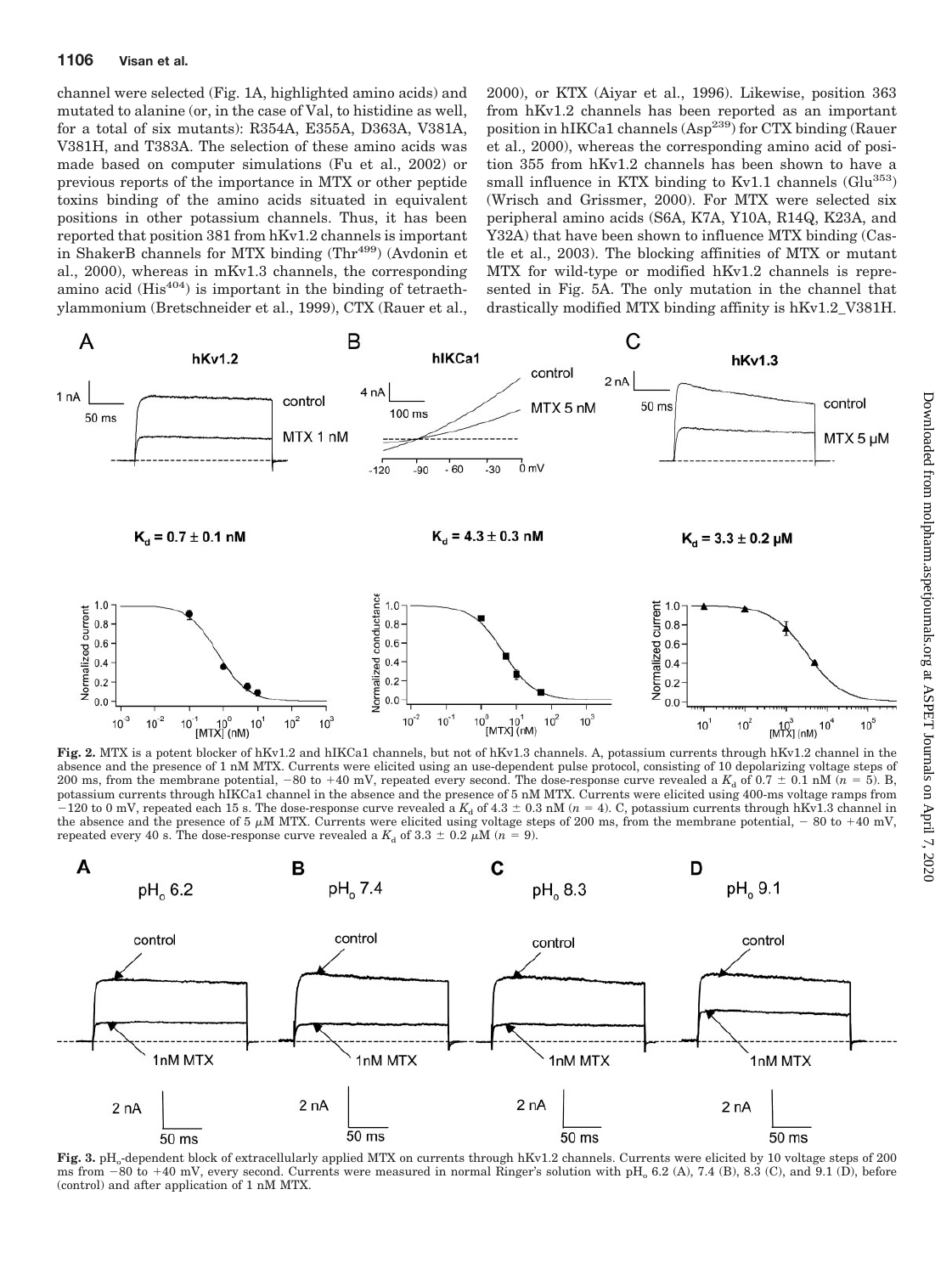channel were selected (Fig. 1A, highlighted amino acids) and mutated to alanine (or, in the case of Val, to histidine as well, for a total of six mutants): R354A, E355A, D363A, V381A, V381H, and T383A. The selection of these amino acids was made based on computer simulations (Fu et al., 2002) or previous reports of the importance in MTX or other peptide toxins binding of the amino acids situated in equivalent positions in other potassium channels. Thus, it has been reported that position 381 from hKv1.2 channels is important in ShakerB channels for MTX binding ($Thr^{499}$) (Avdonin et al., 2000), whereas in mKv1.3 channels, the corresponding amino acid ($His^{404}$) is important in the binding of tetraethylammonium (Bretschneider et al., 1999), CTX (Rauer et al., 2000), or KTX (Aiyar et al., 1996). Likewise, position 363 from hKv1.2 channels has been reported as an important position in hIKCa1 channels ($Asp^{239}$) for CTX binding (Rauer et al., 2000), whereas the corresponding amino acid of position 355 from hKv1.2 channels has been shown to have a small influence in KTX binding to Kv1.1 channels ($Glu^{353}$) (Wrisch and Grissmer, 2000). For MTX were selected six peripheral amino acids (S6A, K7A, Y10A, R14Q, K23A, and Y32A) that have been shown to influence MTX binding (Castle et al., 2003). The blocking affinities of MTX or mutant MTX for wild-type or modified hKv1.2 channels is represented in Fig. 5A. The only mutation in the channel that drastically modified MTX binding affinity is hKv1.2_V381H.

**Fig. 2.** MTX is a potent blocker of hKv1.2 and hIKCa1 channels, but not of hKv1.3 channels. A, potassium currents through hKv1.2 channel in the absence and the presence of 1 nM MTX. Currents were elicited using an use-dependent pulse protocol, consisting of 10 depolarizing voltage steps of 200 ms, from the membrane potential, −80 to +40 mV, repeated every second. The dose-response curve revealed a $K_d$ of 0.7 ± 0.1 nM ($n$ = 5). B, potassium currents through hIKCa1 channel in the absence and the presence of 5 nM MTX. Currents were elicited using 400-ms voltage ramps from −120 to 0 mV, repeated each 15 s. The dose-response curve revealed a $K_d$ of 4.3 ± 0.3 nM ($n$ = 4). C, potassium currents through hKv1.3 channel in the absence and the presence of 5 μM MTX. Currents were elicited using voltage steps of 200 ms, from the membrane potential, − 80 to +40 mV, repeated every 40 s. The dose-response curve revealed a $K_d$ of 3.3 ± 0.2 μM ($n$ = 9).

**Fig. 3.** $pH_o$-dependent block of extracellularly applied MTX on currents through hKv1.2 channels. Currents were elicited by 10 voltage steps of 200 ms from −80 to +40 mV, every second. Currents were measured in normal Ringer's solution with $pH_o$ 6.2 (A), 7.4 (B), 8.3 (C), and 9.1 (D), before (control) and after application of 1 nM MTX.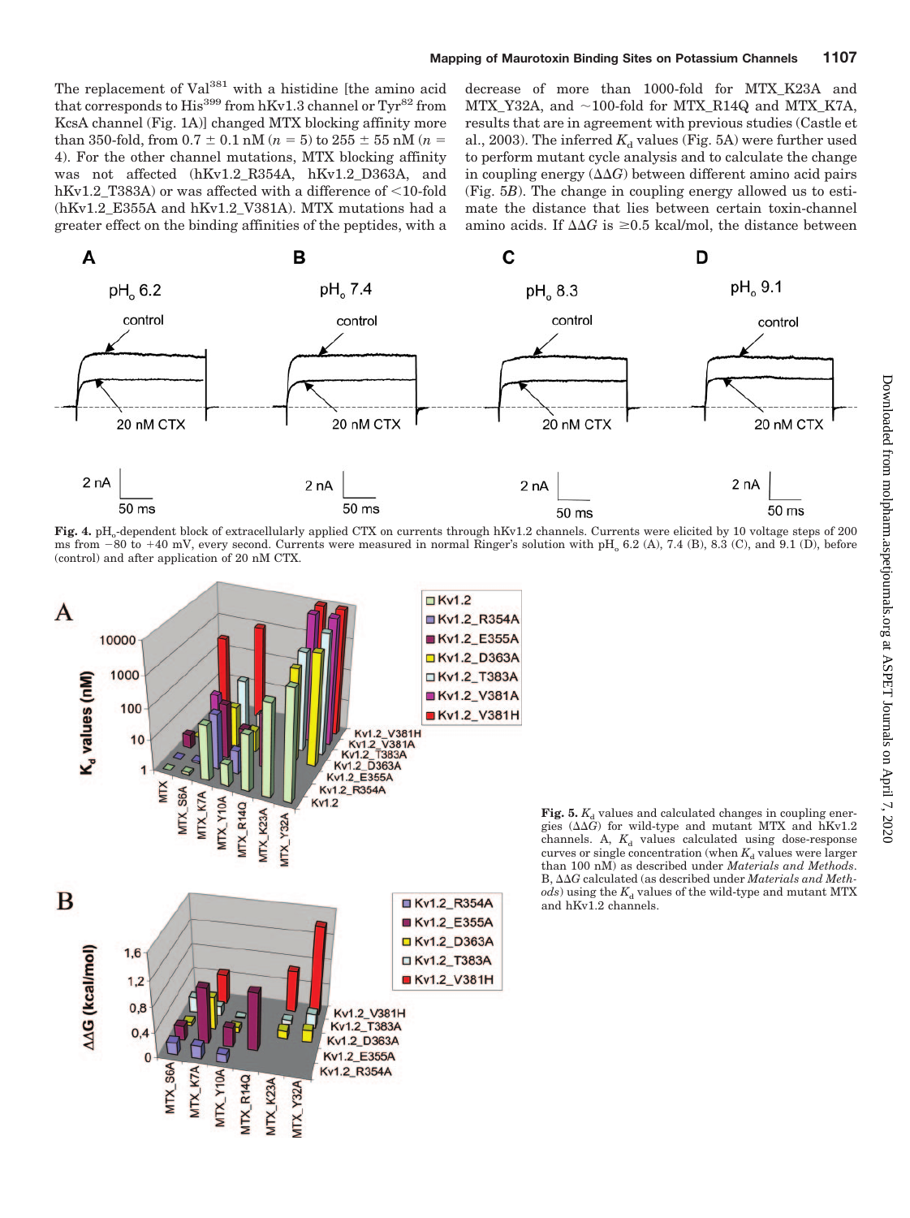The replacement of Val[381] with a histidine [the amino acid that corresponds to His[399] from hKv1.3 channel or Tyr[82] from KcsA channel (Fig. 1A)] changed MTX blocking affinity more than 350-fold, from $0.7 \pm 0.1$ nM ($n = 5$) to $255 \pm 55$ nM ($n = 4$). For the other channel mutations, MTX blocking affinity was not affected (hKv1.2_R354A, hKv1.2_D363A, and hKv1.2_T383A) or was affected with a difference of <10-fold (hKv1.2_E355A and hKv1.2_V381A). MTX mutations had a greater effect on the binding affinities of the peptides, with a decrease of more than 1000-fold for MTX_K23A and MTX_Y32A, and ~100-fold for MTX_R14Q and MTX_K7A, results that are in agreement with previous studies (Castle et al., 2003). The inferred $K_d$ values (Fig. 5A) were further used to perform mutant cycle analysis and to calculate the change in coupling energy ($\Delta\Delta G$) between different amino acid pairs (Fig. 5B). The change in coupling energy allowed us to estimate the distance that lies between certain toxin-channel amino acids. If $\Delta\Delta G$ is ≥0.5 kcal/mol, the distance between

**Fig. 4.** $pH_o$-dependent block of extracellularly applied CTX on currents through hKv1.2 channels. Currents were elicited by 10 voltage steps of 200 ms from −80 to +40 mV, every second. Currents were measured in normal Ringer's solution with $pH_o$ 6.2 (A), 7.4 (B), 8.3 (C), and 9.1 (D), before (control) and after application of 20 nM CTX.

**Fig. 5.** $K_d$ values and calculated changes in coupling energies ($\Delta\Delta G$) for wild-type and mutant MTX and hKv1.2 channels. A, $K_d$ values calculated using dose-response curves or single concentration (when $K_d$ values were larger than 100 nM) as described under *Materials and Methods*. B, $\Delta\Delta G$ calculated (as described under *Materials and Methods*) using the $K_d$ values of the wild-type and mutant MTX and hKv1.2 channels.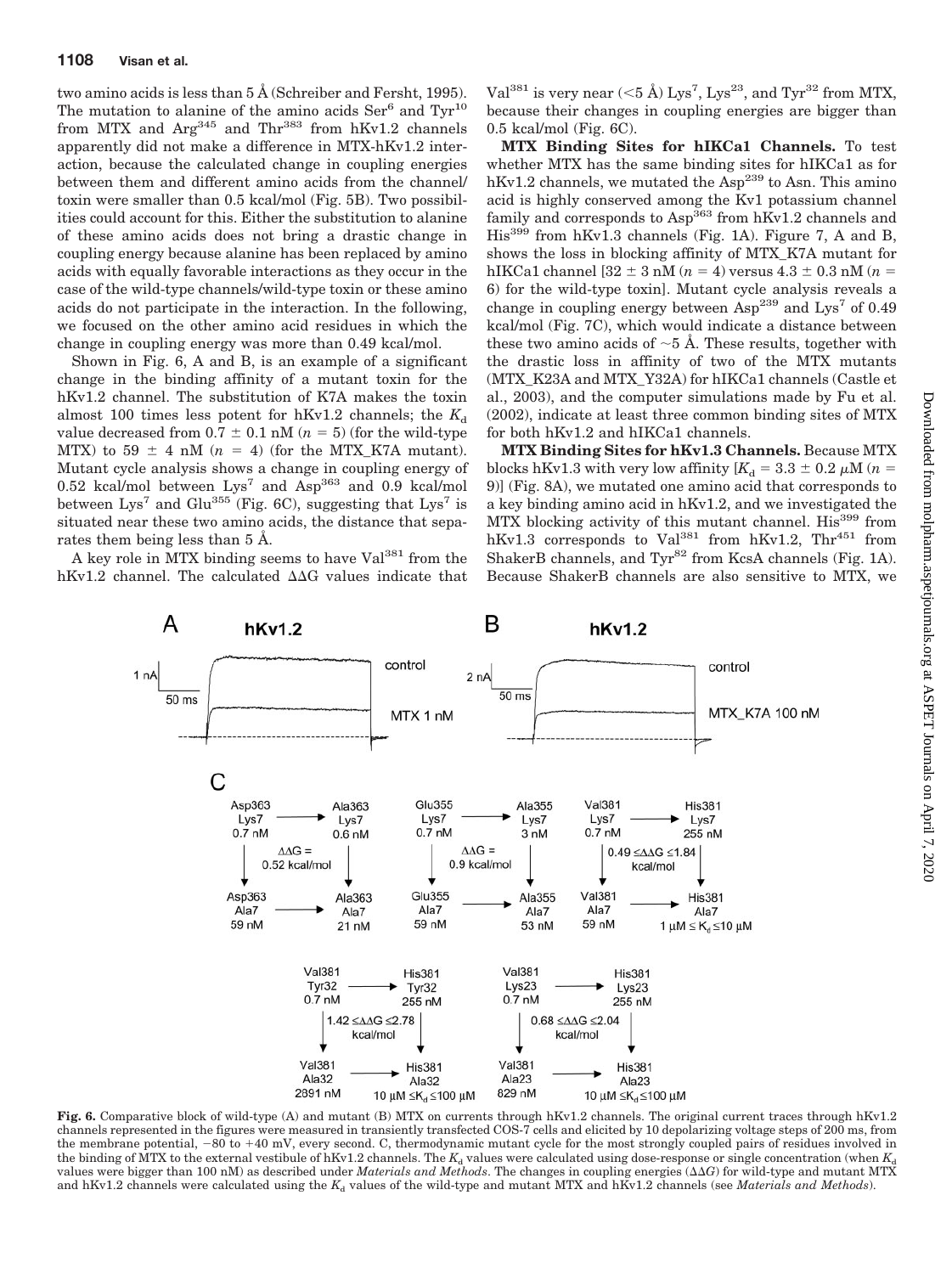two amino acids is less than 5 Å (Schreiber and Fersht, 1995). The mutation to alanine of the amino acids $Ser^6$ and $Tyr^{10}$ from MTX and $Arg^{345}$ and $Thr^{383}$ from hKv1.2 channels apparently did not make a difference in MTX-hKv1.2 interaction, because the calculated change in coupling energies between them and different amino acids from the channel/toxin were smaller than 0.5 kcal/mol (Fig. 5B). Two possibilities could account for this. Either the substitution to alanine of these amino acids does not bring a drastic change in coupling energy because alanine has been replaced by amino acids with equally favorable interactions as they occur in the case of the wild-type channels/wild-type toxin or these amino acids do not participate in the interaction. In the following, we focused on the other amino acid residues in which the change in coupling energy was more than 0.49 kcal/mol.

Shown in Fig. 6, A and B, is an example of a significant change in the binding affinity of a mutant toxin for the hKv1.2 channel. The substitution of K7A makes the toxin almost 100 times less potent for hKv1.2 channels; the $K_d$ value decreased from $0.7 \pm 0.1$ nM ($n = 5$) (for the wild-type MTX) to $59 \pm 4$ nM ($n = 4$) (for the MTX_K7A mutant). Mutant cycle analysis shows a change in coupling energy of 0.52 kcal/mol between $Lys^7$ and $Asp^{363}$ and 0.9 kcal/mol between $Lys^7$ and $Glu^{355}$ (Fig. 6C), suggesting that $Lys^7$ is situated near these two amino acids, the distance that separates them being less than 5 Å.

A key role in MTX binding seems to have $Val^{381}$ from the hKv1.2 channel. The calculated ΔΔG values indicate that $Val^{381}$ is very near (<5 Å) $Lys^7$, $Lys^{23}$, and $Tyr^{32}$ from MTX, because their changes in coupling energies are bigger than 0.5 kcal/mol (Fig. 6C).

**MTX Binding Sites for hIKCa1 Channels.** To test whether MTX has the same binding sites for hIKCa1 as for hKv1.2 channels, we mutated the $Asp^{239}$ to Asn. This amino acid is highly conserved among the Kv1 potassium channel family and corresponds to $Asp^{363}$ from hKv1.2 channels and $His^{399}$ from hKv1.3 channels (Fig. 1A). Figure 7, A and B, shows the loss in blocking affinity of MTX_K7A mutant for hIKCa1 channel [$32 \pm 3$ nM ($n = 4$) versus $4.3 \pm 0.3$ nM ($n = 6$) for the wild-type toxin]. Mutant cycle analysis reveals a change in coupling energy between $Asp^{239}$ and $Lys^7$ of 0.49 kcal/mol (Fig. 7C), which would indicate a distance between these two amino acids of ~5 Å. These results, together with the drastic loss in affinity of two of the MTX mutants (MTX_K23A and MTX_Y32A) for hIKCa1 channels (Castle et al., 2003), and the computer simulations made by Fu et al. (2002), indicate at least three common binding sites of MTX for both hKv1.2 and hIKCa1 channels.

**MTX Binding Sites for hKv1.3 Channels.** Because MTX blocks hKv1.3 with very low affinity [$K_d = 3.3 \pm 0.2$ μM ($n = 9$)] (Fig. 8A), we mutated one amino acid that corresponds to a key binding amino acid in hKv1.2, and we investigated the MTX blocking activity of this mutant channel. $His^{399}$ from hKv1.3 corresponds to $Val^{381}$ from hKv1.2, $Thr^{451}$ from ShakerB channels, and $Tyr^{82}$ from KcsA channels (Fig. 1A). Because ShakerB channels are also sensitive to MTX, we

**Fig. 6.** Comparative block of wild-type (A) and mutant (B) MTX on currents through hKv1.2 channels. The original current traces through hKv1.2 channels represented in the figures were measured in transiently transfected COS-7 cells and elicited by 10 depolarizing voltage steps of 200 ms, from the membrane potential, −80 to +40 mV, every second. C, thermodynamic mutant cycle for the most strongly coupled pairs of residues involved in the binding of MTX to the external vestibule of hKv1.2 channels. The $K_d$ values were calculated using dose-response or single concentration (when $K_d$ values were bigger than 100 nM) as described under *Materials and Methods*. The changes in coupling energies (ΔΔG) for wild-type and mutant MTX and hKv1.2 channels were calculated using the $K_d$ values of the wild-type and mutant MTX and hKv1.2 channels (see *Materials and Methods*).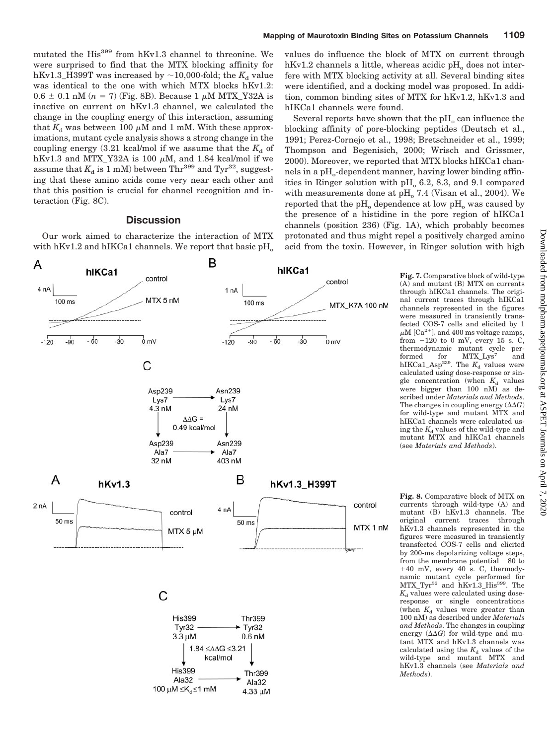mutated the $His^{399}$ from hKv1.3 channel to threonine. We were surprised to find that the MTX blocking affinity for hKv1.3_H399T was increased by ~10,000-fold; the $K_d$ value was identical to the one with which MTX blocks hKv1.2: 0.6 ± 0.1 nM ($n$ = 7) (Fig. 8B). Because 1 μM MTX_Y32A is inactive on current on hKv1.3 channel, we calculated the change in the coupling energy of this interaction, assuming that $K_d$ was between 100 μM and 1 mM. With these approximations, mutant cycle analysis shows a strong change in the coupling energy (3.21 kcal/mol if we assume that the $K_d$ of hKv1.3 and MTX_Y32A is 100 μM, and 1.84 kcal/mol if we assume that $K_d$ is 1 mM) between $Thr^{399}$ and $Tyr^{32}$, suggesting that these amino acids come very near each other and that this position is crucial for channel recognition and interaction (Fig. 8C).

## Discussion

Our work aimed to characterize the interaction of MTX with hKv1.2 and hIKCa1 channels. We report that basic $pH_o$ values do influence the block of MTX on current through hKv1.2 channels a little, whereas acidic $pH_o$ does not interfere with MTX blocking activity at all. Several binding sites were identified, and a docking model was proposed. In addition, common binding sites of MTX for hKv1.2, hKv1.3 and hIKCa1 channels were found.

Several reports have shown that the $pH_o$ can influence the blocking affinity of pore-blocking peptides (Deutsch et al., 1991; Perez-Cornejo et al., 1998; Bretschneider et al., 1999; Thompson and Begenisich, 2000; Wrisch and Grissmer, 2000). Moreover, we reported that MTX blocks hIKCa1 channels in a $pH_o$-dependent manner, having lower binding affinities in Ringer solution with $pH_o$ 6.2, 8.3, and 9.1 compared with measurements done at $pH_o$ 7.4 (Visan et al., 2004). We reported that the $pH_o$ dependence at low $pH_o$ was caused by the presence of a histidine in the pore region of hIKCa1 channels (position 236) (Fig. 1A), which probably becomes protonated and thus might repel a positively charged amino acid from the toxin. However, in Ringer solution with high

**Fig. 7.** Comparative block of wild-type (A) and mutant (B) MTX on currents through hIKCa1 channels. The original current traces through hIKCa1 channels represented in the figures were measured in transiently transfected COS-7 cells and elicited by 1 μM $[Ca^{2+}]_i$ and 400 ms voltage ramps, from −120 to 0 mV, every 15 s. C, thermodynamic mutant cycle performed for $MTX\_Lys^7$ and $hIKCa1\_Asp^{239}$. The $K_d$ values were calculated using dose-response or single concentration (when $K_d$ values were bigger than 100 nM) as described under *Materials and Methods*. The changes in coupling energy (ΔΔ*G*) for wild-type and mutant MTX and hIKCa1 channels were calculated using the $K_d$ values of the wild-type and mutant MTX and hIKCa1 channels (see *Materials and Methods*).

**Fig. 8.** Comparative block of MTX on currents through wild-type (A) and mutant (B) hKv1.3 channels. The original current traces through hKv1.3 channels represented in the figures were measured in transiently transfected COS-7 cells and elicited by 200-ms depolarizing voltage steps, from the membrane potential −80 to +40 mV, every 40 s. C, thermodynamic mutant cycle performed for $MTX\_Tyr^{32}$ and $hKv1.3\_His^{399}$. The $K_d$ values were calculated using dose-response or single concentrations (when $K_d$ values were greater than 100 nM) as described under *Materials and Methods*. The changes in coupling energy (ΔΔ*G*) for wild-type and mutant MTX and hKv1.3 channels was calculated using the $K_d$ values of the wild-type and mutant MTX and hKv1.3 channels (see *Materials and Methods*).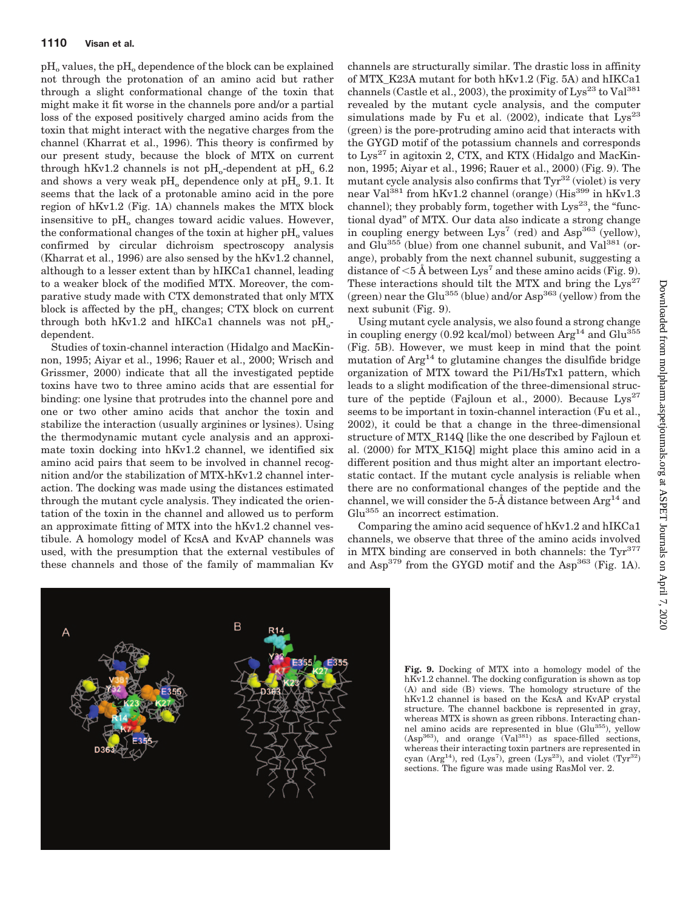$pH_o$ values, the $pH_o$ dependence of the block can be explained not through the protonation of an amino acid but rather through a slight conformational change of the toxin that might make it fit worse in the channels pore and/or a partial loss of the exposed positively charged amino acids from the toxin that might interact with the negative charges from the channel (Kharrat et al., 1996). This theory is confirmed by our present study, because the block of MTX on current through hKv1.2 channels is not $pH_o$-dependent at $pH_o$ 6.2 and shows a very weak $pH_o$ dependence only at $pH_o$ 9.1. It seems that the lack of a protonable amino acid in the pore region of hKv1.2 (Fig. 1A) channels makes the MTX block insensitive to $pH_o$ changes toward acidic values. However, the conformational changes of the toxin at higher $pH_o$ values confirmed by circular dichroism spectroscopy analysis (Kharrat et al., 1996) are also sensed by the hKv1.2 channel, although to a lesser extent than by hIKCa1 channel, leading to a weaker block of the modified MTX. Moreover, the comparative study made with CTX demonstrated that only MTX block is affected by the $pH_o$ changes; CTX block on current through both hKv1.2 and hIKCa1 channels was not $pH_o$-dependent.

Studies of toxin-channel interaction (Hidalgo and MacKinnon, 1995; Aiyar et al., 1996; Rauer et al., 2000; Wrisch and Grissmer, 2000) indicate that all the investigated peptide toxins have two to three amino acids that are essential for binding: one lysine that protrudes into the channel pore and one or two other amino acids that anchor the toxin and stabilize the interaction (usually arginines or lysines). Using the thermodynamic mutant cycle analysis and an approximate toxin docking into hKv1.2 channel, we identified six amino acid pairs that seem to be involved in channel recognition and/or the stabilization of MTX-hKv1.2 channel interaction. The docking was made using the distances estimated through the mutant cycle analysis. They indicated the orientation of the toxin in the channel and allowed us to perform an approximate fitting of MTX into the hKv1.2 channel vestibule. A homology model of KcsA and KvAP channels was used, with the presumption that the external vestibules of these channels and those of the family of mammalian Kv channels are structurally similar. The drastic loss in affinity of MTX_K23A mutant for both hKv1.2 (Fig. 5A) and hIKCa1 channels (Castle et al., 2003), the proximity of Lys[23] to Val[381] revealed by the mutant cycle analysis, and the computer simulations made by Fu et al. (2002), indicate that Lys[23] (green) is the pore-protruding amino acid that interacts with the GYGD motif of the potassium channels and corresponds to Lys[27] in agitoxin 2, CTX, and KTX (Hidalgo and MacKinnon, 1995; Aiyar et al., 1996; Rauer et al., 2000) (Fig. 9). The mutant cycle analysis also confirms that Tyr[32] (violet) is very near Val[381] from hKv1.2 channel (orange) (His[399] in hKv1.3 channel); they probably form, together with Lys[23], the "functional dyad" of MTX. Our data also indicate a strong change in coupling energy between Lys[7] (red) and Asp[363] (yellow), and Glu[355] (blue) from one channel subunit, and Val[381] (orange), probably from the next channel subunit, suggesting a distance of <5 Å between Lys[7] and these amino acids (Fig. 9). These interactions should tilt the MTX and bring the Lys[27] (green) near the Glu[355] (blue) and/or Asp[363] (yellow) from the next subunit (Fig. 9).

Using mutant cycle analysis, we also found a strong change in coupling energy (0.92 kcal/mol) between Arg[14] and Glu[355] (Fig. 5B). However, we must keep in mind that the point mutation of Arg[14] to glutamine changes the disulfide bridge organization of MTX toward the Pi1/HsTx1 pattern, which leads to a slight modification of the three-dimensional structure of the peptide (Fajloun et al., 2000). Because Lys[27] seems to be important in toxin-channel interaction (Fu et al., 2002), it could be that a change in the three-dimensional structure of MTX_R14Q [like the one described by Fajloun et al. (2000) for MTX_K15Q] might place this amino acid in a different position and thus might alter an important electrostatic contact. If the mutant cycle analysis is reliable when there are no conformational changes of the peptide and the channel, we will consider the 5-Å distance between Arg[14] and Glu[355] an incorrect estimation.

Comparing the amino acid sequence of hKv1.2 and hIKCa1 channels, we observe that three of the amino acids involved in MTX binding are conserved in both channels: the Tyr[377] and Asp[379] from the GYGD motif and the Asp[363] (Fig. 1A).

**Fig. 9.** Docking of MTX into a homology model of the hKv1.2 channel. The docking configuration is shown as top (A) and side (B) views. The homology structure of the hKv1.2 channel is based on the KcsA and KvAP crystal structure. The channel backbone is represented in gray, whereas MTX is shown as green ribbons. Interacting channel amino acids are represented in blue (Glu[355]), yellow (Asp[363]), and orange (Val[381]) as space-filled sections, whereas their interacting toxin partners are represented in cyan (Arg[14]), red (Lys[7]), green (Lys[23]), and violet (Tyr[32]) sections. The figure was made using RasMol ver. 2.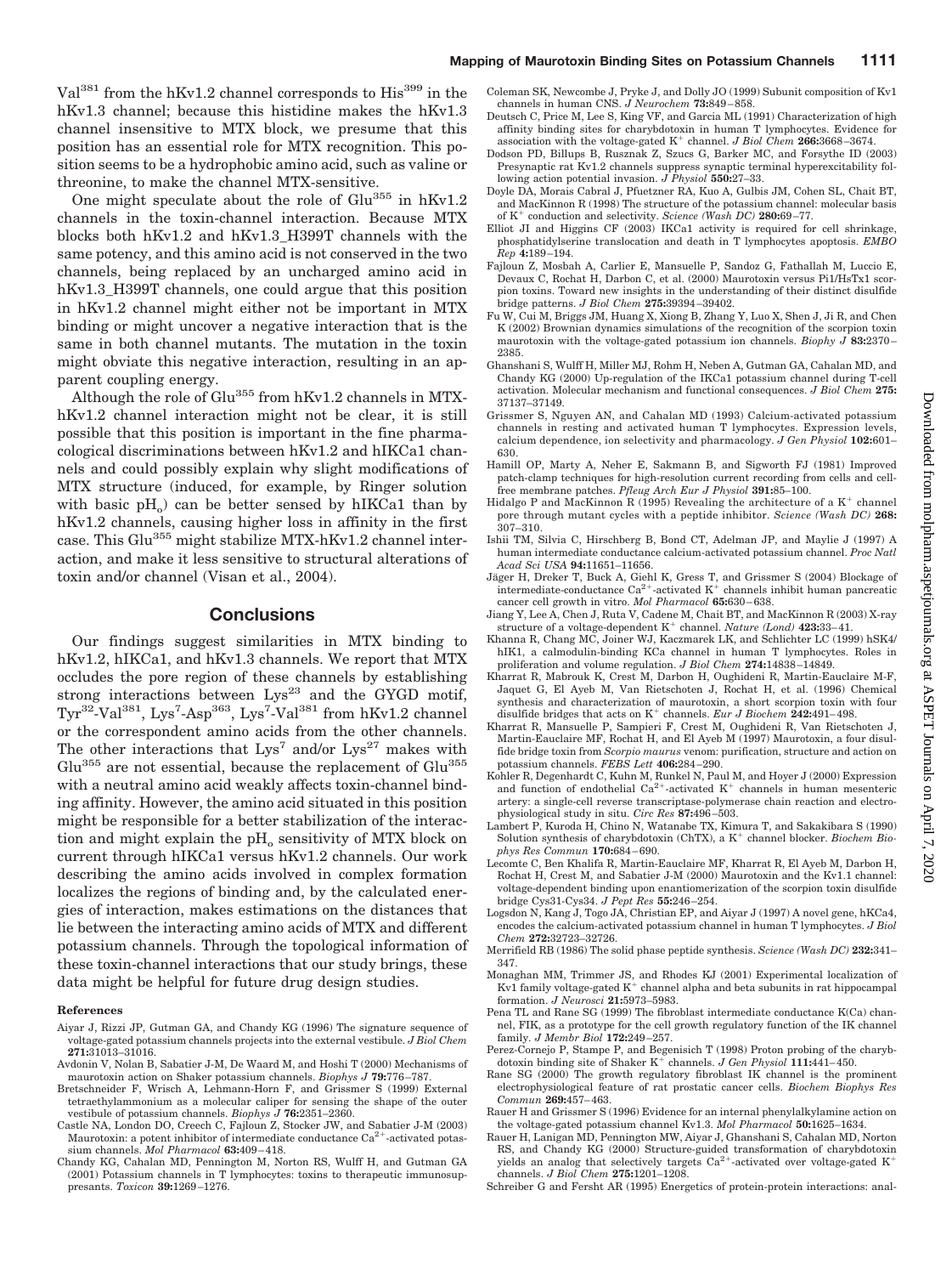Val[381] from the hKv1.2 channel corresponds to His[399] in the hKv1.3 channel; because this histidine makes the hKv1.3 channel insensitive to MTX block, we presume that this position has an essential role for MTX recognition. This position seems to be a hydrophobic amino acid, such as valine or threonine, to make the channel MTX-sensitive.

One might speculate about the role of Glu[355] in hKv1.2 channels in the toxin-channel interaction. Because MTX blocks both hKv1.2 and hKv1.3_H399T channels with the same potency, and this amino acid is not conserved in the two channels, being replaced by an uncharged amino acid in hKv1.3_H399T channels, one could argue that this position in hKv1.2 channel might either not be important in MTX binding or might uncover a negative interaction that is the same in both channel mutants. The mutation in the toxin might obviate this negative interaction, resulting in an apparent coupling energy.

Although the role of Glu[355] from hKv1.2 channels in MTX-hKv1.2 channel interaction might not be clear, it is still possible that this position is important in the fine pharmacological discriminations between hKv1.2 and hIKCa1 channels and could possibly explain why slight modifications of MTX structure (induced, for example, by Ringer solution with basic $pH_o$) can be better sensed by hIKCa1 than by hKv1.2 channels, causing higher loss in affinity in the first case. This Glu[355] might stabilize MTX-hKv1.2 channel interaction, and make it less sensitive to structural alterations of toxin and/or channel (Visan et al., 2004).

## Conclusions

Our findings suggest similarities in MTX binding to hKv1.2, hIKCa1, and hKv1.3 channels. We report that MTX occludes the pore region of these channels by establishing strong interactions between Lys[23] and the GYGD motif, Tyr[32]-Val[381], Lys[7]-Asp[363], Lys[7]-Val[381] from hKv1.2 channel or the correspondent amino acids from the other channels. The other interactions that Lys[7] and/or Lys[27] makes with Glu[355] are not essential, because the replacement of Glu[355] with a neutral amino acid weakly affects toxin-channel binding affinity. However, the amino acid situated in this position might be responsible for a better stabilization of the interaction and might explain the $pH_o$ sensitivity of MTX block on current through hIKCa1 versus hKv1.2 channels. Our work describing the amino acids involved in complex formation localizes the regions of binding and, by the calculated energies of interaction, makes estimations on the distances that lie between the interacting amino acids of MTX and different potassium channels. Through the topological information of these toxin-channel interactions that our study brings, these data might be helpful for future drug design studies.

#### References

Aiyar J, Rizzi JP, Gutman GA, and Chandy KG (1996) The signature sequence of voltage-gated potassium channels projects into the external vestibule. *J Biol Chem* **271:**31013–31016.

Avdonin V, Nolan B, Sabatier J-M, De Waard M, and Hoshi T (2000) Mechanisms of maurotoxin action on Shaker potassium channels. *Biophys J* **79:**776–787.

Bretschneider F, Wrisch A, Lehmann-Horn F, and Grissmer S (1999) External tetraethylammonium as a molecular caliper for sensing the shape of the outer vestibule of potassium channels. *Biophys J* **76:**2351–2360.

Castle NA, London DO, Creech C, Fajloun Z, Stocker JW, and Sabatier J-M (2003) Maurotoxin: a potent inhibitor of intermediate conductance $Ca^{2+}$-activated potassium channels. *Mol Pharmacol* **63:**409–418.

Chandy KG, Cahalan MD, Pennington M, Norton RS, Wulff H, and Gutman GA (2001) Potassium channels in T lymphocytes: toxins to therapeutic immunosuppresants. *Toxicon* **39:**1269–1276.

Coleman SK, Newcombe J, Pryke J, and Dolly JO (1999) Subunit composition of Kv1 channels in human CNS. *J Neurochem* **73:**849–858.

Deutsch C, Price M, Lee S, King VF, and Garcia ML (1991) Characterization of high affinity binding sites for charybdotoxin in human T lymphocytes. Evidence for association with the voltage-gated $K^+$ channel. *J Biol Chem* **266:**3668–3674.

Dodson PD, Billups B, Rusznak Z, Szucs G, Barker MC, and Forsythe ID (2003) Presynaptic rat Kv1.2 channels suppress synaptic terminal hyperexcitability following action potential invasion. *J Physiol* **550:**27–33.

Doyle DA, Morais Cabral J, Pfuetzner RA, Kuo A, Gulbis JM, Cohen SL, Chait BT, and MacKinnon R (1998) The structure of the potassium channel: molecular basis of $K^+$ conduction and selectivity. *Science (Wash DC)* **280:**69–77.

Elliot JI and Higgins CF (2003) IKCa1 activity is required for cell shrinkage, phosphatidylserine translocation and death in T lymphocytes apoptosis. *EMBO Rep* **4:**189–194.

Fajloun Z, Mosbah A, Carlier E, Mansuelle P, Sandoz G, Fathallah M, Luccio E, Devaux C, Rochat H, Darbon C, et al. (2000) Maurotoxin versus Pi1/HsTx1 scorpion toxins. Toward new insights in the understanding of their distinct disulfide bridge patterns. *J Biol Chem* **275:**39394–39402.

Fu W, Cui M, Briggs JM, Huang X, Xiong B, Zhang Y, Luo X, Shen J, Ji R, and Chen K (2002) Brownian dynamics simulations of the recognition of the scorpion toxin maurotoxin with the voltage-gated potassium ion channels. *Biophy J* **83:**2370–2385.

Ghanshani S, Wulff H, Miller MJ, Rohm H, Neben A, Gutman GA, Cahalan MD, and Chandy KG (2000) Up-regulation of the IKCa1 potassium channel during T-cell activation. Molecular mechanism and functional consequences. *J Biol Chem* **275:** 37137–37149.

Grissmer S, Nguyen AN, and Cahalan MD (1993) Calcium-activated potassium channels in resting and activated human T lymphocytes. Expression levels, calcium dependence, ion selectivity and pharmacology. *J Gen Physiol* **102:**601–630.

Hamill OP, Marty A, Neher E, Sakmann B, and Sigworth FJ (1981) Improved patch-clamp techniques for high-resolution current recording from cells and cell-free membrane patches. *Pfleug Arch Eur J Physiol* **391:**85–100.

Hidalgo P and MacKinnon R (1995) Revealing the architecture of a $K^+$ channel pore through mutant cycles with a peptide inhibitor. *Science (Wash DC)* **268:** 307–310.

Ishii TM, Silvia C, Hirschberg B, Bond CT, Adelman JP, and Maylie J (1997) A human intermediate conductance calcium-activated potassium channel. *Proc Natl Acad Sci USA* **94:**11651–11656.

Jäger H, Dreker T, Buck A, Giehl K, Gress T, and Grissmer S (2004) Blockage of intermediate-conductance $Ca^{2+}$-activated $K^+$ channels inhibit human pancreatic cancer cell growth in vitro. *Mol Pharmacol* **65:**630–638.

Jiang Y, Lee A, Chen J, Ruta V, Cadene M, Chait BT, and MacKinnon R (2003) X-ray structure of a voltage-dependent $K^+$ channel. *Nature (Lond)* **423:**33–41.

Khanna R, Chang MC, Joiner WJ, Kaczmarek LK, and Schlichter LC (1999) hSK4/hIK1, a calmodulin-binding KCa channel in human T lymphocytes. Roles in proliferation and volume regulation. *J Biol Chem* **274:**14838–14849.

Kharrat R, Mabrouk K, Crest M, Darbon H, Oughideni R, Martin-Eauclaire M-F, Jaquet G, El Ayeb M, Van Rietschoten J, Rochat H, et al. (1996) Chemical synthesis and characterization of maurotoxin, a short scorpion toxin with four disulfide bridges that acts on $K^+$ channels. *Eur J Biochem* **242:**491–498.

Kharrat R, Mansuelle P, Sampieri F, Crest M, Oughideni R, Van Rietschoten J, Martin-Eauclaire MF, Rochat H, and El Ayeb M (1997) Maurotoxin, a four disulfide bridge toxin from *Scorpio maurus* venom: purification, structure and action on potassium channels. *FEBS Lett* **406:**284–290.

Kohler R, Degenhardt C, Kuhn M, Runkel N, Paul M, and Hoyer J (2000) Expression and function of endothelial $Ca^{2+}$-activated $K^+$ channels in human mesenteric artery: a single-cell reverse transcriptase-polymerase chain reaction and electrophysiological study in situ. *Circ Res* **87:**496–503.

Lambert P, Kuroda H, Chino N, Watanabe TX, Kimura T, and Sakakibara S (1990) Solution synthesis of charybdotoxin (ChTX), a $K^+$ channel blocker. *Biochem Biophys Res Commun* **170:**684–690.

Lecomte C, Ben Khalifa R, Martin-Eauclaire MF, Kharrat R, El Ayeb M, Darbon H, Rochat H, Crest M, and Sabatier J-M (2000) Maurotoxin and the Kv1.1 channel: voltage-dependent binding upon enantiomerization of the scorpion toxin disulfide bridge Cys31-Cys34. *J Pept Res* **55:**246–254.

Logsdon N, Kang J, Togo JA, Christian EP, and Aiyar J (1997) A novel gene, hKCa4, encodes the calcium-activated potassium channel in human T lymphocytes. *J Biol Chem* **272:**32723–32726.

Merrifield RB (1986) The solid phase peptide synthesis. *Science (Wash DC)* **232:**341–347.

Monaghan MM, Trimmer JS, and Rhodes KJ (2001) Experimental localization of Kv1 family voltage-gated $K^+$ channel alpha and beta subunits in rat hippocampal formation. *J Neurosci* **21:**5973–5983.

Pena TL and Rane SG (1999) The fibroblast intermediate conductance K(Ca) channel, FIK, as a prototype for the cell growth regulatory function of the IK channel family. *J Membr Biol* **172:**249–257.

Perez-Cornejo P, Stampe P, and Begenisich T (1998) Proton probing of the charybdotoxin binding site of Shaker $K^+$ channels. *J Gen Physiol* **111:**441–450.

Rane SG (2000) The growth regulatory fibroblast IK channel is the prominent electrophysiological feature of rat prostatic cancer cells. *Biochem Biophys Res Commun* **269:**457–463.

Rauer H and Grissmer S (1996) Evidence for an internal phenylalkylamine action on the voltage-gated potassium channel Kv1.3. *Mol Pharmacol* **50:**1625–1634.

Rauer H, Lanigan MD, Pennington MW, Aiyar J, Ghanshani S, Cahalan MD, Norton RS, and Chandy KG (2000) Structure-guided transformation of charybdotoxin yields an analog that selectively targets $Ca^{2+}$-activated over voltage-gated $K^+$ channels. *J Biol Chem* **275:**1201–1208.

Schreiber G and Fersht AR (1995) Energetics of protein-protein interactions: anal-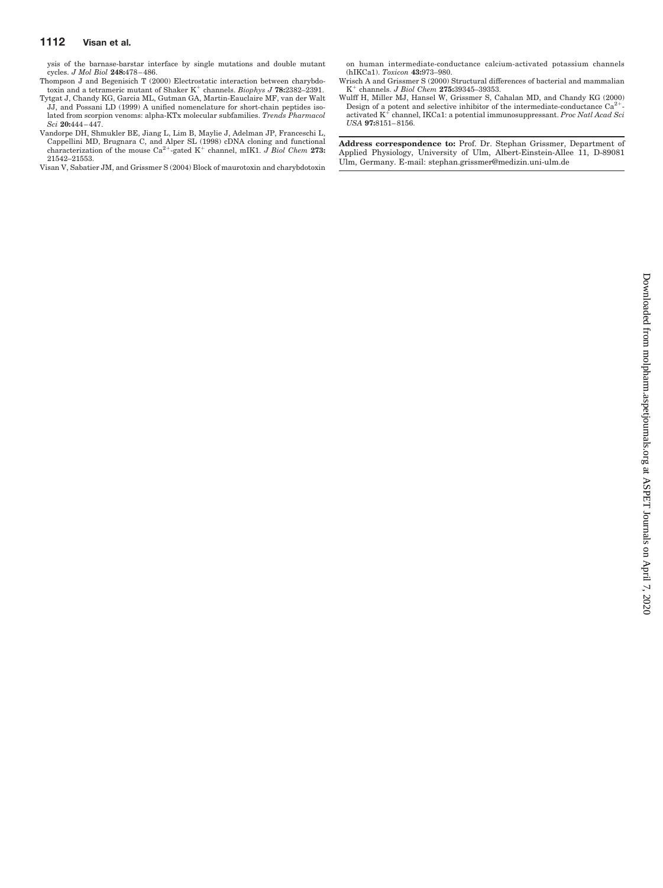ysis of the barnase-barstar interface by single mutations and double mutant cycles. *J Mol Biol* **248:**478–486.

Thompson J and Begenisich T (2000) Electrostatic interaction between charybdotoxin and a tetrameric mutant of Shaker $K^+$ channels. *Biophys J* **78:**2382–2391.

Tytgat J, Chandy KG, Garcia ML, Gutman GA, Martin-Eauclaire MF, van der Walt JJ, and Possani LD (1999) A unified nomenclature for short-chain peptides isolated from scorpion venoms: alpha-KTx molecular subfamilies. *Trends Pharmacol Sci* **20:**444–447.

Vandorpe DH, Shmukler BE, Jiang L, Lim B, Maylie J, Adelman JP, Franceschi L, Cappellini MD, Brugnara C, and Alper SL (1998) cDNA cloning and functional characterization of the mouse $Ca^{2+}$-gated $K^+$ channel, mIK1. *J Biol Chem* **273:** 21542–21553.

Visan V, Sabatier JM, and Grissmer S (2004) Block of maurotoxin and charybdotoxin on human intermediate-conductance calcium-activated potassium channels (hIKCa1). *Toxicon* **43:**973–980.

Wrisch A and Grissmer S (2000) Structural differences of bacterial and mammalian $K^+$ channels. *J Biol Chem* **275:**39345–39353.

Wulff H, Miller MJ, Hansel W, Grissmer S, Cahalan MD, and Chandy KG (2000) Design of a potent and selective inhibitor of the intermediate-conductance $Ca^{2+}$-activated $K^+$ channel, IKCa1: a potential immunosuppressant. *Proc Natl Acad Sci USA* **97:**8151–8156.

**Address correspondence to:** Prof. Dr. Stephan Grissmer, Department of Applied Physiology, University of Ulm, Albert-Einstein-Allee 11, D-89081 Ulm, Germany. E-mail: stephan.grissmer@medizin.uni-ulm.de